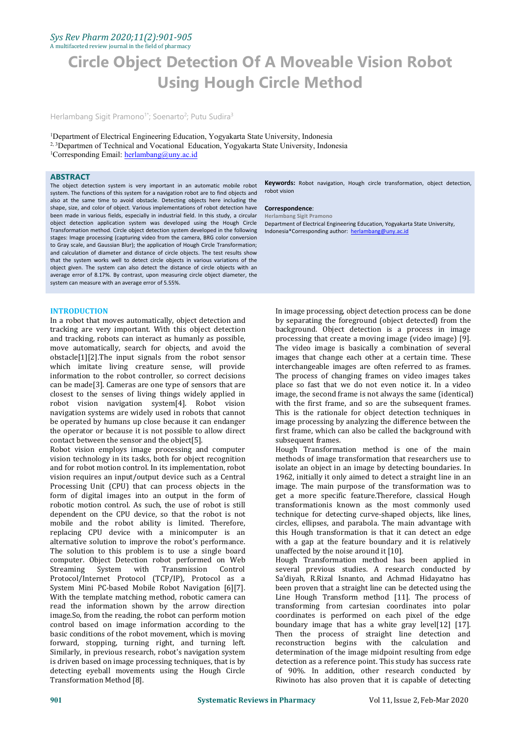*Sys Rev Pharm 2020;11(2):901-905*
A multifaceted review journal in the field of pharmacy

# Circle Object Detection Of A Moveable Vision Robot Using Hough Circle Method

Herlambang Sigit Pramono[1*]; Soenarto[2]; Putu Sudira[3]

[1]Department of Electrical Engineering Education, Yogyakarta State University, Indonesia
[2, 3]Departmen of Technical and Vocational Education, Yogyakarta State University, Indonesia
[1]Corresponding Email: herlambang@uny.ac.id

## ABSTRACT

The object detection system is very important in an automatic mobile robot system. The functions of this system for a navigation robot are to find objects and also at the same time to avoid obstacle. Detecting objects here including the shape, size, and color of object. Various implementations of robot detection have been made in various fields, especially in industrial field. In this study, a circular object detection application system was developed using the Hough Circle Transformation method. Circle object detection system developed in the following stages: Image processing (capturing video from the camera, BRG color conversion to Gray scale, and Gaussian Blur); the application of Hough Circle Transformation; and calculation of diameter and distance of circle objects. The test results show that the system works well to detect circle objects in various variations of the object given. The system can also detect the distance of circle objects with an average error of 8.17%. By contrast, upon measuring circle object diameter, the system can measure with an average error of 5.55%.

**Keywords:** Robot navigation, Hough circle transformation, object detection, robot vision

**Correspondence**:
**Herlambang Sigit Pramono**
Department of Electrical Engineering Education, Yogyakarta State University, Indonesia*Corresponding author: herlambang@uny.ac.id

## INTRODUCTION

In a robot that moves automatically, object detection and tracking are very important. With this object detection and tracking, robots can interact as humanly as possible, move automatically, search for objects, and avoid the obstacle[1][2].The input signals from the robot sensor which imitate living creature sense, will provide information to the robot controller, so correct decisions can be made[3]. Cameras are one type of sensors that are closest to the senses of living things widely applied in robot vision navigation system[4]. Robot vision navigation systems are widely used in robots that cannot be operated by humans up close because it can endanger the operator or because it is not possible to allow direct contact between the sensor and the object[5].

Robot vision employs image processing and computer vision technology in its tasks, both for object recognition and for robot motion control. In its implementation, robot vision requires an input/output device such as a Central Processing Unit (CPU) that can process objects in the form of digital images into an output in the form of robotic motion control. As such, the use of robot is still dependent on the CPU device, so that the robot is not mobile and the robot ability is limited. Therefore, replacing CPU device with a minicomputer is an alternative solution to improve the robot's performance. The solution to this problem is to use a single board computer. Object Detection robot performed on Web Streaming System with Transmission Control Protocol/Internet Protocol (TCP/IP), Protocol as a System Mini PC-based Mobile Robot Navigation [6][7]. With the template matching method, robotic camera can read the information shown by the arrow direction image.So, from the reading, the robot can perform motion control based on image information according to the basic conditions of the robot movement, which is moving forward, stopping, turning right, and turning left. Similarly, in previous research, robot's navigation system is driven based on image processing techniques, that is by detecting eyeball movements using the Hough Circle Transformation Method [8].

In image processing, object detection process can be done by separating the foreground (object detected) from the background. Object detection is a process in image processing that create a moving image (video image) [9]. The video image is basically a combination of several images that change each other at a certain time. These interchangeable images are often referred to as frames. The process of changing frames on video images takes place so fast that we do not even notice it. In a video image, the second frame is not always the same (identical) with the first frame, and so are the subsequent frames. This is the rationale for object detection techniques in image processing by analyzing the difference between the first frame, which can also be called the background with subsequent frames.

Hough Transformation method is one of the main methods of image transformation that researchers use to isolate an object in an image by detecting boundaries. In 1962, initially it only aimed to detect a straight line in an image. The main purpose of the transformation was to get a more specific feature.Therefore, classical Hough transformationis known as the most commonly used technique for detecting curve-shaped objects, like lines, circles, ellipses, and parabola. The main advantage with this Hough transformation is that it can detect an edge with a gap at the feature boundary and it is relatively unaffected by the noise around it [10].

Hough Transformation method has been applied in several previous studies. A research conducted by Sa'diyah, R.Rizal Isnanto, and Achmad Hidayatno has been proven that a straight line can be detected using the Line Hough Transform method [11]. The process of transforming from cartesian coordinates into polar coordinates is performed on each pixel of the edge boundary image that has a white gray level[12] [17]. Then the process of straight line detection and reconstruction begins with the calculation and determination of the image midpoint resulting from edge detection as a reference point. This study has success rate of 90%. In addition, other research conducted by Riwinoto has also proven that it is capable of detecting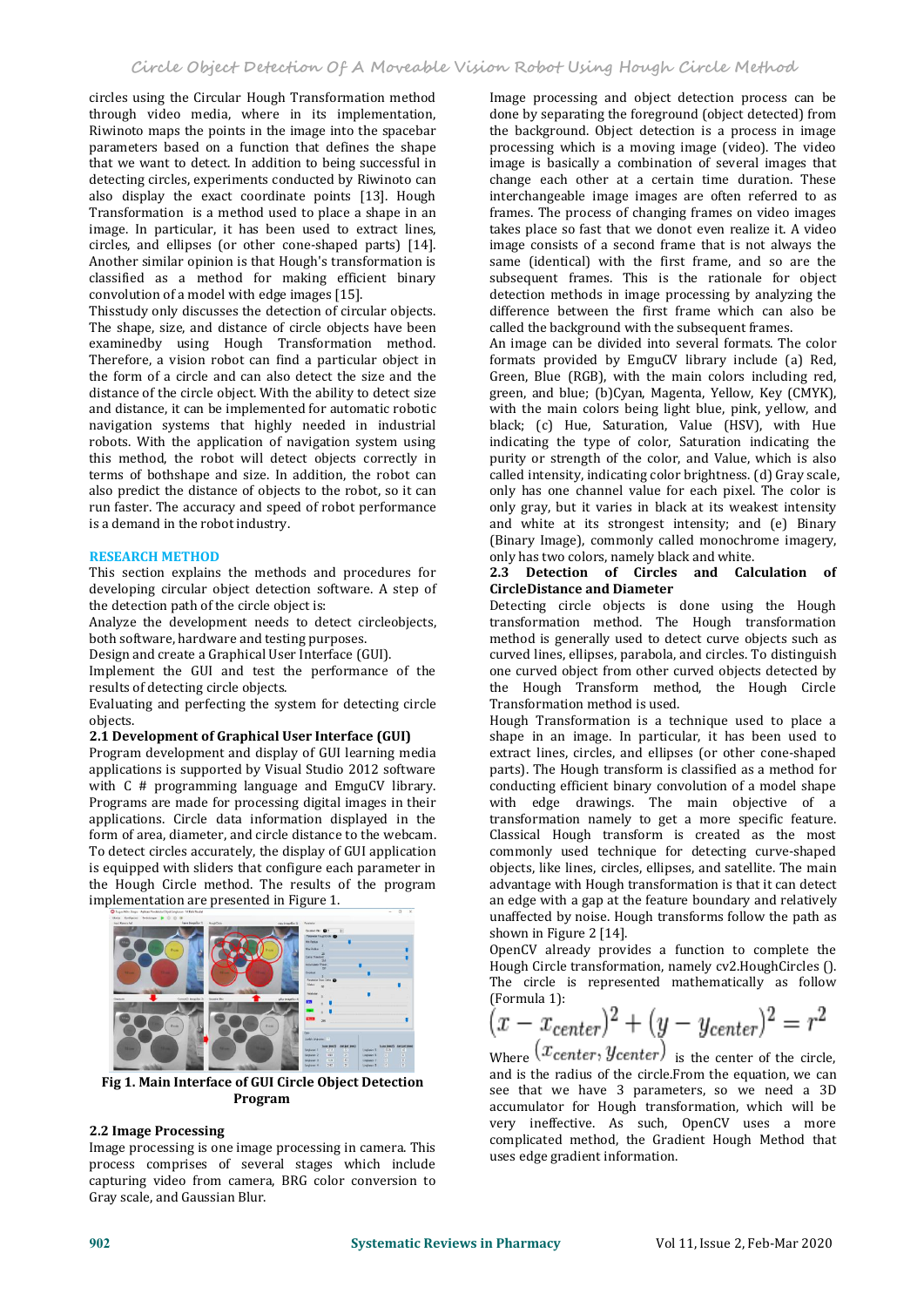circles using the Circular Hough Transformation method through video media, where in its implementation, Riwinoto maps the points in the image into the spacebar parameters based on a function that defines the shape that we want to detect. In addition to being successful in detecting circles, experiments conducted by Riwinoto can also display the exact coordinate points [13]. Hough Transformation is a method used to place a shape in an image. In particular, it has been used to extract lines, circles, and ellipses (or other cone-shaped parts) [14]. Another similar opinion is that Hough's transformation is classified as a method for making efficient binary convolution of a model with edge images [15].

Thisstudy only discusses the detection of circular objects. The shape, size, and distance of circle objects have been examinedby using Hough Transformation method. Therefore, a vision robot can find a particular object in the form of a circle and can also detect the size and the distance of the circle object. With the ability to detect size and distance, it can be implemented for automatic robotic navigation systems that highly needed in industrial robots. With the application of navigation system using this method, the robot will detect objects correctly in terms of bothshape and size. In addition, the robot can also predict the distance of objects to the robot, so it can run faster. The accuracy and speed of robot performance is a demand in the robot industry.

## RESEARCH METHOD

This section explains the methods and procedures for developing circular object detection software. A step of the detection path of the circle object is:

Analyze the development needs to detect circleobjects, both software, hardware and testing purposes.

Design and create a Graphical User Interface (GUI).

Implement the GUI and test the performance of the results of detecting circle objects.

Evaluating and perfecting the system for detecting circle objects.

### 2.1 Development of Graphical User Interface (GUI)

Program development and display of GUI learning media applications is supported by Visual Studio 2012 software with C # programming language and EmguCV library. Programs are made for processing digital images in their applications. Circle data information displayed in the form of area, diameter, and circle distance to the webcam. To detect circles accurately, the display of GUI application is equipped with sliders that configure each parameter in the Hough Circle method. The results of the program implementation are presented in Figure 1.

**Fig 1. Main Interface of GUI Circle Object Detection Program**

### 2.2 Image Processing

Image processing is one image processing in camera. This process comprises of several stages which include capturing video from camera, BRG color conversion to Gray scale, and Gaussian Blur.

Image processing and object detection process can be done by separating the foreground (object detected) from the background. Object detection is a process in image processing which is a moving image (video). The video image is basically a combination of several images that change each other at a certain time duration. These interchangeable image images are often referred to as frames. The process of changing frames on video images takes place so fast that we donot even realize it. A video image consists of a second frame that is not always the same (identical) with the first frame, and so are the subsequent frames. This is the rationale for object detection methods in image processing by analyzing the difference between the first frame which can also be called the background with the subsequent frames.

An image can be divided into several formats. The color formats provided by EmguCV library include (a) Red, Green, Blue (RGB), with the main colors including red, green, and blue; (b)Cyan, Magenta, Yellow, Key (CMYK), with the main colors being light blue, pink, yellow, and black; (c) Hue, Saturation, Value (HSV), with Hue indicating the type of color, Saturation indicating the purity or strength of the color, and Value, which is also called intensity, indicating color brightness. (d) Gray scale, only has one channel value for each pixel. The color is only gray, but it varies in black at its weakest intensity and white at its strongest intensity; and (e) Binary (Binary Image), commonly called monochrome imagery, only has two colors, namely black and white.

### 2.3 Detection of Circles and Calculation of CircleDistance and Diameter

Detecting circle objects is done using the Hough transformation method. The Hough transformation method is generally used to detect curve objects such as curved lines, ellipses, parabola, and circles. To distinguish one curved object from other curved objects detected by the Hough Transform method, the Hough Circle Transformation method is used.

Hough Transformation is a technique used to place a shape in an image. In particular, it has been used to extract lines, circles, and ellipses (or other cone-shaped parts). The Hough transform is classified as a method for conducting efficient binary convolution of a model shape with edge drawings. The main objective of a transformation namely to get a more specific feature. Classical Hough transform is created as the most commonly used technique for detecting curve-shaped objects, like lines, circles, ellipses, and satellite. The main advantage with Hough transformation is that it can detect an edge with a gap at the feature boundary and relatively unaffected by noise. Hough transforms follow the path as shown in Figure 2 [14].

OpenCV already provides a function to complete the Hough Circle transformation, namely cv2.HoughCircles (). The circle is represented mathematically as follow (Formula 1):

$$(x - x_{center})^2 + (y - y_{center})^2 = r^2$$

Where $(x_{center}, y_{center})$ is the center of the circle, and is the radius of the circle.From the equation, we can see that we have 3 parameters, so we need a 3D accumulator for Hough transformation, which will be very ineffective. As such, OpenCV uses a more complicated method, the Gradient Hough Method that uses edge gradient information.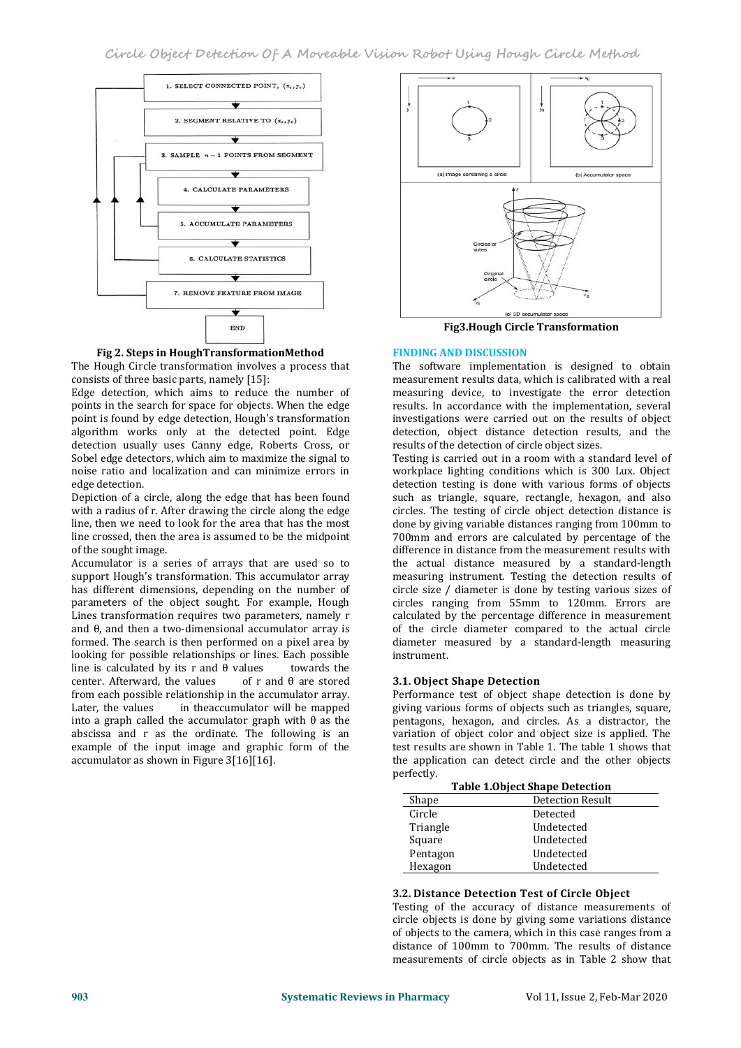1. SELECT CONNECTED POINT, $(x_c, y_c)$

2. SEGMENT RELATIVE TO $(x_c, y_c)$

3. SAMPLE $n-1$ POINTS FROM SEGMENT

4. CALCULATE PARAMETERS

5. ACCUMULATE PARAMETERS

6. CALCULATE STATISTICS

7. REMOVE FEATURE FROM IMAGE

END

**Fig 2. Steps in HoughTransformationMethod**

The Hough Circle transformation involves a process that consists of three basic parts, namely [15]:

Edge detection, which aims to reduce the number of points in the search for space for objects. When the edge point is found by edge detection, Hough's transformation algorithm works only at the detected point. Edge detection usually uses Canny edge, Roberts Cross, or Sobel edge detectors, which aim to maximize the signal to noise ratio and localization and can minimize errors in edge detection.

Depiction of a circle, along the edge that has been found with a radius of r. After drawing the circle along the edge line, then we need to look for the area that has the most line crossed, then the area is assumed to be the midpoint of the sought image.

Accumulator is a series of arrays that are used so to support Hough's transformation. This accumulator array has different dimensions, depending on the number of parameters of the object sought. For example, Hough Lines transformation requires two parameters, namely r and θ, and then a two-dimensional accumulator array is formed. The search is then performed on a pixel area by looking for possible relationships or lines. Each possible line is calculated by its r and θ values towards the center. Afterward, the values of r and θ are stored from each possible relationship in the accumulator array. Later, the values in theaccumulator will be mapped into a graph called the accumulator graph with θ as the abscissa and r as the ordinate. The following is an example of the input image and graphic form of the accumulator as shown in Figure 3[16][16].

(a) Image containing a circle

(b) Accumulator space

Circles of votes

Original circle

(c) 3D accumulator space

**Fig3.Hough Circle Transformation**

## FINDING AND DISCUSSION

The software implementation is designed to obtain measurement results data, which is calibrated with a real measuring device, to investigate the error detection results. In accordance with the implementation, several investigations were carried out on the results of object detection, object distance detection results, and the results of the detection of circle object sizes.

Testing is carried out in a room with a standard level of workplace lighting conditions which is 300 Lux. Object detection testing is done with various forms of objects such as triangle, square, rectangle, hexagon, and also circles. The testing of circle object detection distance is done by giving variable distances ranging from 100mm to 700mm and errors are calculated by percentage of the difference in distance from the measurement results with the actual distance measured by a standard-length measuring instrument. Testing the detection results of circle size / diameter is done by testing various sizes of circles ranging from 55mm to 120mm. Errors are calculated by the percentage difference in measurement of the circle diameter compared to the actual circle diameter measured by a standard-length measuring instrument.

### 3.1. Object Shape Detection

Performance test of object shape detection is done by giving various forms of objects such as triangles, square, pentagons, hexagon, and circles. As a distractor, the variation of object color and object size is applied. The test results are shown in Table 1. The table 1 shows that the application can detect circle and the other objects perfectly.

**Table 1.Object Shape Detection**

| Shape | Detection Result |
| --- | --- |
| Circle | Detected |
| Triangle | Undetected |
| Square | Undetected |
| Pentagon | Undetected |
| Hexagon | Undetected |

### 3.2. Distance Detection Test of Circle Object

Testing of the accuracy of distance measurements of circle objects is done by giving some variations distance of objects to the camera, which in this case ranges from a distance of 100mm to 700mm. The results of distance measurements of circle objects as in Table 2 show that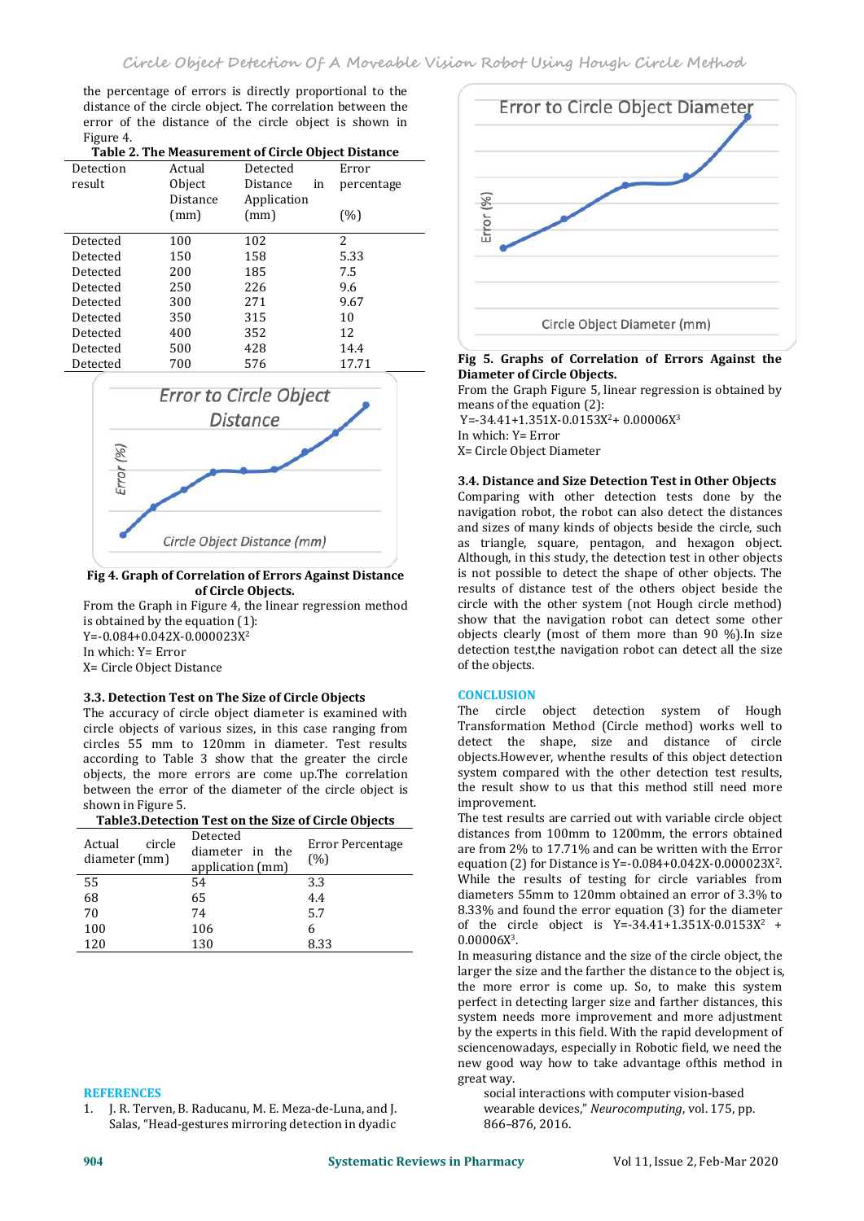the percentage of errors is directly proportional to the distance of the circle object. The correlation between the error of the distance of the circle object is shown in Figure 4.

**Table 2. The Measurement of Circle Object Distance**

| Detection result | Actual Object Distance (mm) | Detected Distance in Application (mm) | Error percentage (%) |
|---|---|---|---|
| Detected | 100 | 102 | 2 |
| Detected | 150 | 158 | 5.33 |
| Detected | 200 | 185 | 7.5 |
| Detected | 250 | 226 | 9.6 |
| Detected | 300 | 271 | 9.67 |
| Detected | 350 | 315 | 10 |
| Detected | 400 | 352 | 12 |
| Detected | 500 | 428 | 14.4 |
| Detected | 700 | 576 | 17.71 |

Error to Circle Object Distance

Error (%)

Circle Object Distance (mm)

**Fig 4. Graph of Correlation of Errors Against Distance of Circle Objects.**

From the Graph in Figure 4, the linear regression method is obtained by the equation (1):

$Y=-0.084+0.042X-0.000023X^2$

In which: Y= Error

X= Circle Object Distance

### 3.3. Detection Test on The Size of Circle Objects

The accuracy of circle object diameter is examined with circle objects of various sizes, in this case ranging from circles 55 mm to 120mm in diameter. Test results according to Table 3 show that the greater the circle objects, the more errors are come up.The correlation between the error of the diameter of the circle object is shown in Figure 5.

**Table3.Detection Test on the Size of Circle Objects**

| Actual circle diameter (mm) | Detected diameter in the application (mm) | Error Percentage (%) |
|---|---|---|
| 55 | 54 | 3.3 |
| 68 | 65 | 4.4 |
| 70 | 74 | 5.7 |
| 100 | 106 | 6 |
| 120 | 130 | 8.33 |

Error to Circle Object Diameter

Error (%)

Circle Object Diameter (mm)

**Fig 5. Graphs of Correlation of Errors Against the Diameter of Circle Objects.**

From the Graph Figure 5, linear regression is obtained by means of the equation (2):

$Y=-34.41+1.351X-0.0153X^2+ 0.00006X^3$

In which: Y= Error

X= Circle Object Diameter

### 3.4. Distance and Size Detection Test in Other Objects

Comparing with other detection tests done by the navigation robot, the robot can also detect the distances and sizes of many kinds of objects beside the circle, such as triangle, square, pentagon, and hexagon object. Although, in this study, the detection test in other objects is not possible to detect the shape of other objects. The results of distance test of the others object beside the circle with the other system (not Hough circle method) show that the navigation robot can detect some other objects clearly (most of them more than 90 %).In size detection test,the navigation robot can detect all the size of the objects.

## CONCLUSION

The circle object detection system of Hough Transformation Method (Circle method) works well to detect the shape, size and distance of circle objects.However, whenthe results of this object detection system compared with the other detection test results, the result show to us that this method still need more improvement.

The test results are carried out with variable circle object distances from 100mm to 1200mm, the errors obtained are from 2% to 17.71% and can be written with the Error equation (2) for Distance is $Y=-0.084+0.042X-0.000023X^2$. While the results of testing for circle variables from diameters 55mm to 120mm obtained an error of 3.3% to 8.33% and found the error equation (3) for the diameter of the circle object is $Y=-34.41+1.351X-0.0153X^2 + 0.00006X^3$.

In measuring distance and the size of the circle object, the larger the size and the farther the distance to the object is, the more error is come up. So, to make this system perfect in detecting larger size and farther distances, this system needs more improvement and more adjustment by the experts in this field. With the rapid development of sciencenowadays, especially in Robotic field, we need the new good way how to take advantage ofthis method in great way.

## REFERENCES

1. J. R. Terven, B. Raducanu, M. E. Meza-de-Luna, and J. Salas, "Head-gestures mirroring detection in dyadic social interactions with computer vision-based wearable devices," *Neurocomputing*, vol. 175, pp. 866–876, 2016.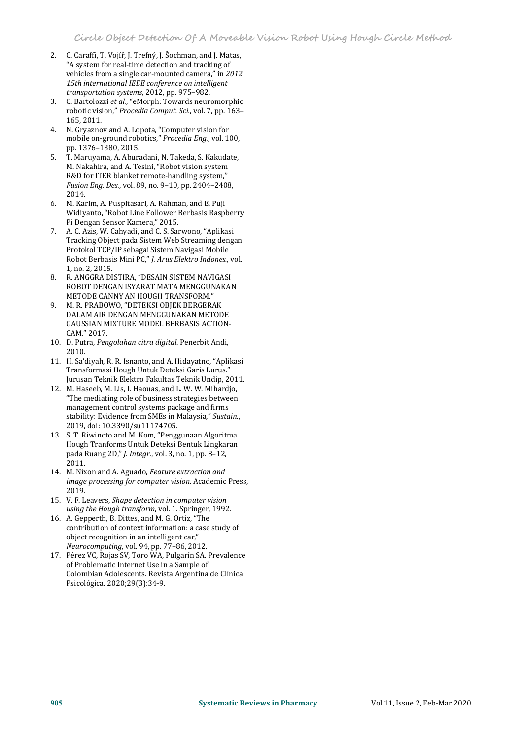2. C. Caraffi, T. Vojíř, J. Trefný, J. Šochman, and J. Matas, "A system for real-time detection and tracking of vehicles from a single car-mounted camera," in *2012 15th international IEEE conference on intelligent transportation systems*, 2012, pp. 975–982.
3. C. Bartolozzi *et al.*, "eMorph: Towards neuromorphic robotic vision," *Procedia Comput. Sci.*, vol. 7, pp. 163–165, 2011.
4. N. Gryaznov and A. Lopota, "Computer vision for mobile on-ground robotics," *Procedia Eng.*, vol. 100, pp. 1376–1380, 2015.
5. T. Maruyama, A. Aburadani, N. Takeda, S. Kakudate, M. Nakahira, and A. Tesini, "Robot vision system R&D for ITER blanket remote-handling system," *Fusion Eng. Des.*, vol. 89, no. 9–10, pp. 2404–2408, 2014.
6. M. Karim, A. Puspitasari, A. Rahman, and E. Puji Widiyanto, "Robot Line Follower Berbasis Raspberry Pi Dengan Sensor Kamera," 2015.
7. A. C. Azis, W. Cahyadi, and C. S. Sarwono, "Aplikasi Tracking Object pada Sistem Web Streaming dengan Protokol TCP/IP sebagai Sistem Navigasi Mobile Robot Berbasis Mini PC," *J. Arus Elektro Indones.*, vol. 1, no. 2, 2015.
8. R. ANGGRA DISTIRA, "DESAIN SISTEM NAVIGASI ROBOT DENGAN ISYARAT MATA MENGGUNAKAN METODE CANNY AN HOUGH TRANSFORM."
9. M. R. PRABOWO, "DETEKSI OBJEK BERGERAK DALAM AIR DENGAN MENGGUNAKAN METODE GAUSSIAN MIXTURE MODEL BERBASIS ACTION-CAM," 2017.
10. D. Putra, *Pengolahan citra digital*. Penerbit Andi, 2010.
11. H. Sa'diyah, R. R. Isnanto, and A. Hidayatno, "Aplikasi Transformasi Hough Untuk Deteksi Garis Lurus." Jurusan Teknik Elektro Fakultas Teknik Undip, 2011.
12. M. Haseeb, M. Lis, I. Haouas, and L. W. W. Mihardjo, "The mediating role of business strategies between management control systems package and firms stability: Evidence from SMEs in Malaysia," *Sustain.*, 2019, doi: 10.3390/su11174705.
13. S. T. Riwinoto and M. Kom, "Penggunaan Algoritma Hough Tranforms Untuk Deteksi Bentuk Lingkaran pada Ruang 2D," *J. Integr.*, vol. 3, no. 1, pp. 8–12, 2011.
14. M. Nixon and A. Aguado, *Feature extraction and image processing for computer vision*. Academic Press, 2019.
15. V. F. Leavers, *Shape detection in computer vision using the Hough transform*, vol. 1. Springer, 1992.
16. A. Gepperth, B. Dittes, and M. G. Ortiz, "The contribution of context information: a case study of object recognition in an intelligent car," *Neurocomputing*, vol. 94, pp. 77–86, 2012.
17. Pérez VC, Rojas SV, Toro WA, Pulgarín SA. Prevalence of Problematic Internet Use in a Sample of Colombian Adolescents. Revista Argentina de Clínica Psicológica. 2020;29(3):34-9.